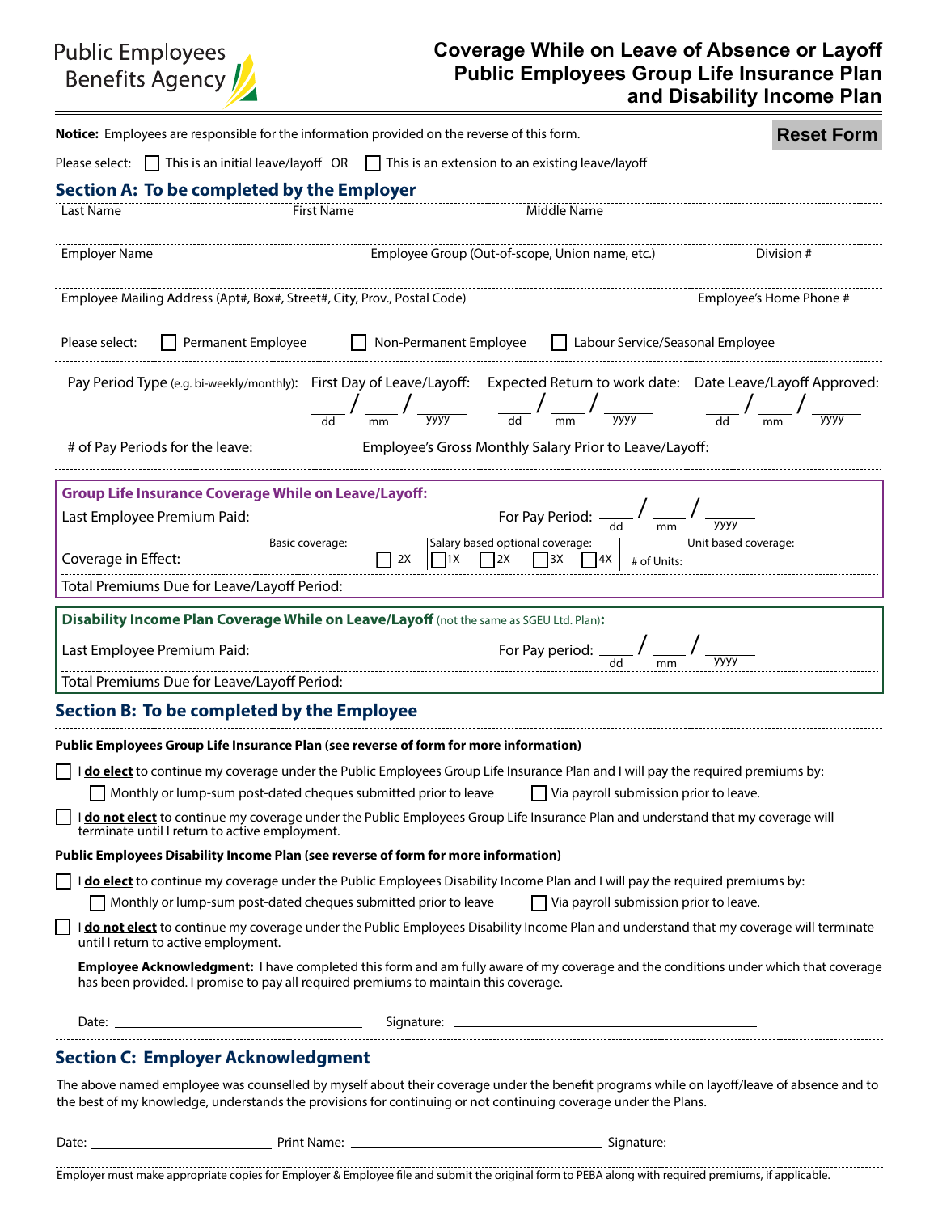Public Employees Benefits Agency

# Coverage While on Leave of Absence or Layoff Public Employees Group Life Insurance Plan and Disability Income Plan

**Notice:** Employees are responsible for the information provided on the reverse of this form.

Reset Form

Please select: ☐ This is an initial leave/layoff OR ☐ This is an extension to an existing leave/layoff

## Section A: To be completed by the Employer

Last Name | First Name | Middle Name

Employer Name | Employee Group (Out-of-scope, Union name, etc.) | Division #

Employee Mailing Address (Apt#, Box#, Street#, City, Prov., Postal Code) | Employee's Home Phone #

Please select: ☐ Permanent Employee ☐ Non-Permanent Employee ☐ Labour Service/Seasonal Employee

Pay Period Type (e.g. bi-weekly/monthly): | First Day of Leave/Layoff: ___/___/___ (dd/mm/yyyy) | Expected Return to work date: ___/___/___ (dd/mm/yyyy) | Date Leave/Layoff Approved: ___/___/___ (dd/mm/yyyy)

# of Pay Periods for the leave: | Employee's Gross Monthly Salary Prior to Leave/Layoff:

**Group Life Insurance Coverage While on Leave/Layoff:**

Last Employee Premium Paid: | For Pay Period: ___/___/___ (dd/mm/yyyy)

Coverage in Effect: Basic coverage: ☐ 2X | Salary based optional coverage: ☐ 1X ☐ 2X ☐ 3X ☐ 4X | Unit based coverage: # of Units:

Total Premiums Due for Leave/Layoff Period:

**Disability Income Plan Coverage While on Leave/Layoff** (not the same as SGEU Ltd. Plan)**:**

Last Employee Premium Paid: | For Pay period: ___/___/___ (dd/mm/yyyy)

Total Premiums Due for Leave/Layoff Period:

## Section B: To be completed by the Employee

**Public Employees Group Life Insurance Plan (see reverse of form for more information)**

☐ I **do elect** to continue my coverage under the Public Employees Group Life Insurance Plan and I will pay the required premiums by:

- ☐ Monthly or lump-sum post-dated cheques submitted prior to leave
- ☐ Via payroll submission prior to leave.

☐ I **do not elect** to continue my coverage under the Public Employees Group Life Insurance Plan and understand that my coverage will terminate until I return to active employment.

**Public Employees Disability Income Plan (see reverse of form for more information)**

☐ I **do elect** to continue my coverage under the Public Employees Disability Income Plan and I will pay the required premiums by:

- ☐ Monthly or lump-sum post-dated cheques submitted prior to leave
- ☐ Via payroll submission prior to leave.

☐ I **do not elect** to continue my coverage under the Public Employees Disability Income Plan and understand that my coverage will terminate until I return to active employment.

**Employee Acknowledgment:** I have completed this form and am fully aware of my coverage and the conditions under which that coverage has been provided. I promise to pay all required premiums to maintain this coverage.

Date: ____________________ Signature: ____________________

## Section C: Employer Acknowledgment

The above named employee was counselled by myself about their coverage under the benefit programs while on layoff/leave of absence and to the best of my knowledge, understands the provisions for continuing or not continuing coverage under the Plans.

Date: ____________________ Print Name: ____________________ Signature: ____________________

Employer must make appropriate copies for Employer & Employee file and submit the original form to PEBA along with required premiums, if applicable.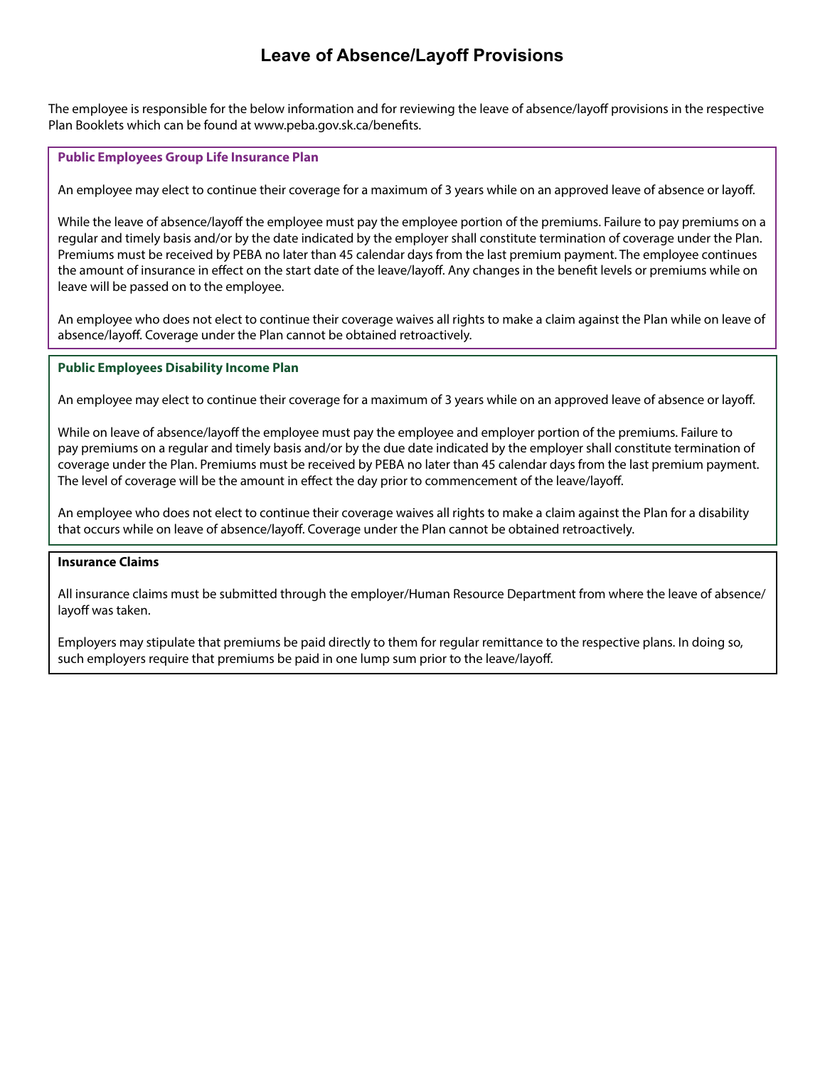# Leave of Absence/Layoff Provisions

The employee is responsible for the below information and for reviewing the leave of absence/layoff provisions in the respective Plan Booklets which can be found at www.peba.gov.sk.ca/benefits.

## Public Employees Group Life Insurance Plan

An employee may elect to continue their coverage for a maximum of 3 years while on an approved leave of absence or layoff.

While the leave of absence/layoff the employee must pay the employee portion of the premiums. Failure to pay premiums on a regular and timely basis and/or by the date indicated by the employer shall constitute termination of coverage under the Plan. Premiums must be received by PEBA no later than 45 calendar days from the last premium payment. The employee continues the amount of insurance in effect on the start date of the leave/layoff. Any changes in the benefit levels or premiums while on leave will be passed on to the employee.

An employee who does not elect to continue their coverage waives all rights to make a claim against the Plan while on leave of absence/layoff. Coverage under the Plan cannot be obtained retroactively.

## Public Employees Disability Income Plan

An employee may elect to continue their coverage for a maximum of 3 years while on an approved leave of absence or layoff.

While on leave of absence/layoff the employee must pay the employee and employer portion of the premiums. Failure to pay premiums on a regular and timely basis and/or by the due date indicated by the employer shall constitute termination of coverage under the Plan. Premiums must be received by PEBA no later than 45 calendar days from the last premium payment. The level of coverage will be the amount in effect the day prior to commencement of the leave/layoff.

An employee who does not elect to continue their coverage waives all rights to make a claim against the Plan for a disability that occurs while on leave of absence/layoff. Coverage under the Plan cannot be obtained retroactively.

## Insurance Claims

All insurance claims must be submitted through the employer/Human Resource Department from where the leave of absence/layoff was taken.

Employers may stipulate that premiums be paid directly to them for regular remittance to the respective plans. In doing so, such employers require that premiums be paid in one lump sum prior to the leave/layoff.